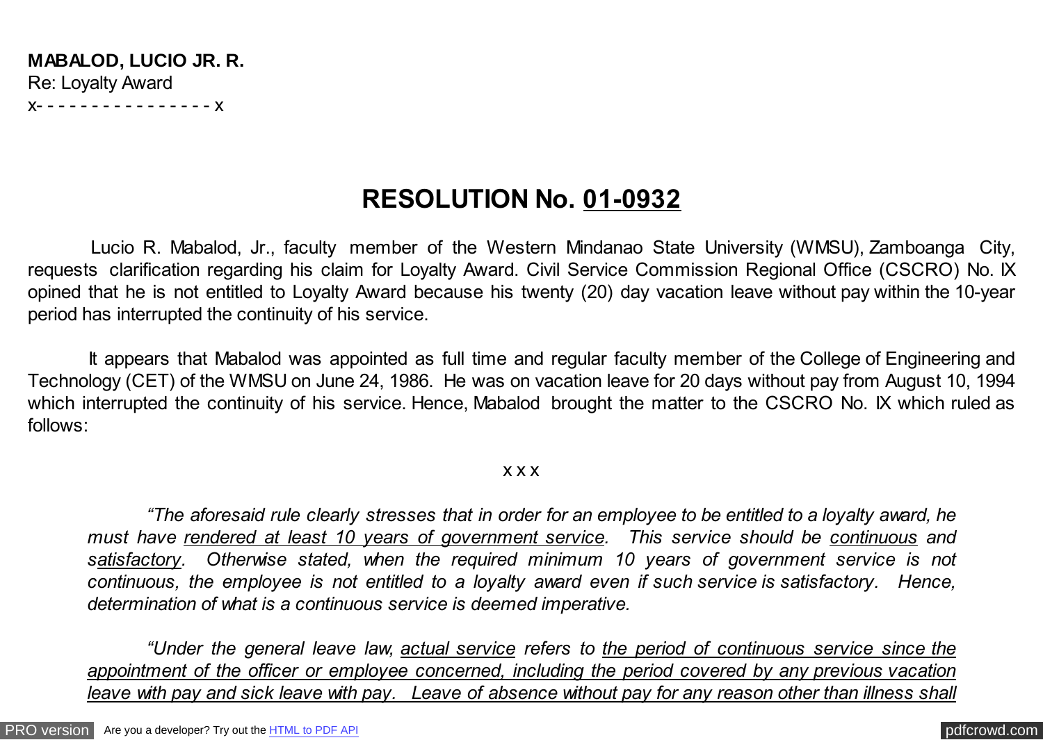**MABALOD, LUCIO JR. R.**
Re: Loyalty Award
x- - - - - - - - - - - - - - - - x

# RESOLUTION No. <u>01-0932</u>

Lucio R. Mabalod, Jr., faculty member of the Western Mindanao State University (WMSU), Zamboanga City, requests clarification regarding his claim for Loyalty Award. Civil Service Commission Regional Office (CSCRO) No. IX opined that he is not entitled to Loyalty Award because his twenty (20) day vacation leave without pay within the 10-year period has interrupted the continuity of his service.

It appears that Mabalod was appointed as full time and regular faculty member of the College of Engineering and Technology (CET) of the WMSU on June 24, 1986. He was on vacation leave for 20 days without pay from August 10, 1994 which interrupted the continuity of his service. Hence, Mabalod brought the matter to the CSCRO No. IX which ruled as follows:

x x x

*"The aforesaid rule clearly stresses that in order for an employee to be entitled to a loyalty award, he must have <u>rendered at least 10 years of government service</u>. This service should be <u>continuous</u> and <u>satisfactory</u>. Otherwise stated, when the required minimum 10 years of government service is not continuous, the employee is not entitled to a loyalty award even if such service is satisfactory. Hence, determination of what is a continuous service is deemed imperative.*

*"Under the general leave law, <u>actual service</u> refers to <u>the period of continuous service since the appointment of the officer or employee concerned, including the period covered by any previous vacation leave with pay and sick leave with pay. Leave of absence without pay for any reason other than illness shall</u>*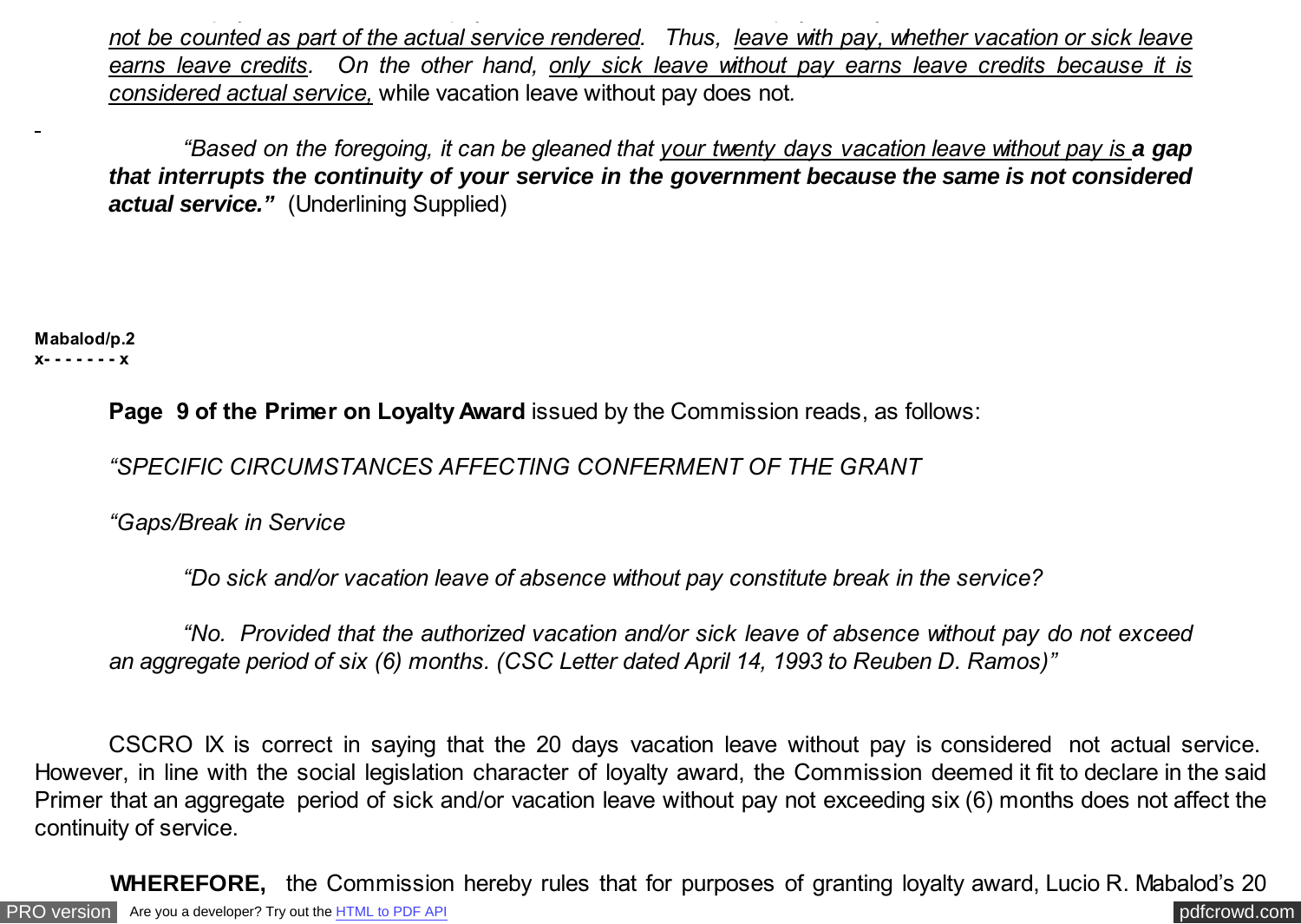not be counted as part of the actual service rendered. Thus, leave with pay, whether vacation or sick leave earns leave credits. On the other hand, only sick leave without pay earns leave credits because it is considered actual service, while vacation leave without pay does not.

*"Based on the foregoing, it can be gleaned that your twenty days vacation leave without pay is* ***a gap that interrupts the continuity of your service in the government because the same is not considered actual service."*** (Underlining Supplied)

**Page 9 of the Primer on Loyalty Award** issued by the Commission reads, as follows:

*"SPECIFIC CIRCUMSTANCES AFFECTING CONFERMENT OF THE GRANT*

*"Gaps/Break in Service*

*"Do sick and/or vacation leave of absence without pay constitute break in the service?*

*"No. Provided that the authorized vacation and/or sick leave of absence without pay do not exceed an aggregate period of six (6) months. (CSC Letter dated April 14, 1993 to Reuben D. Ramos)"*

CSCRO IX is correct in saying that the 20 days vacation leave without pay is considered not actual service. However, in line with the social legislation character of loyalty award, the Commission deemed it fit to declare in the said Primer that an aggregate period of sick and/or vacation leave without pay not exceeding six (6) months does not affect the continuity of service.

**WHEREFORE,** the Commission hereby rules that for purposes of granting loyalty award, Lucio R. Mabalod's 20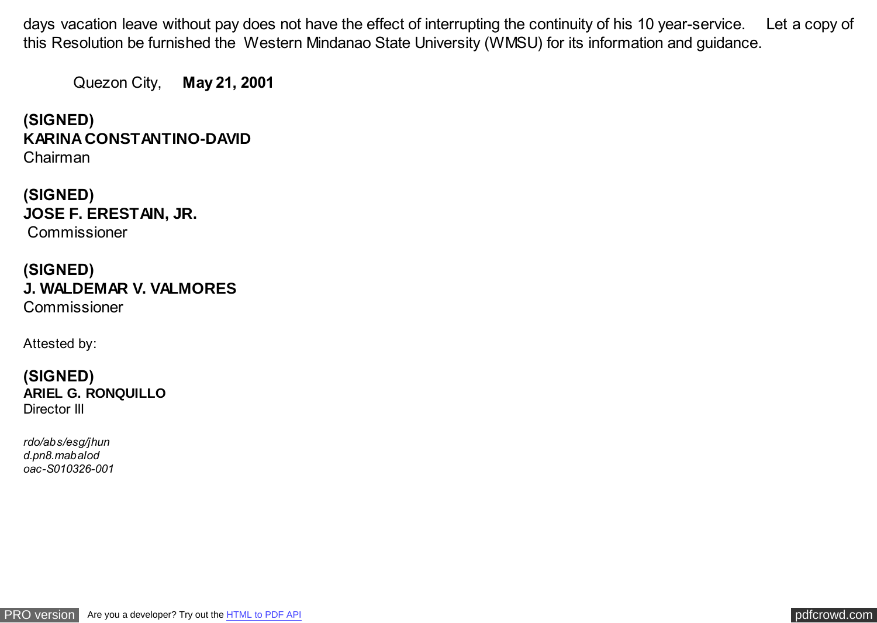days vacation leave without pay does not have the effect of interrupting the continuity of his 10 year-service. Let a copy of this Resolution be furnished the Western Mindanao State University (WMSU) for its information and guidance.

Quezon City, **May 21, 2001**

**(SIGNED)**
**KARINA CONSTANTINO-DAVID**
Chairman

**(SIGNED)**
**JOSE F. ERESTAIN, JR.**
Commissioner

**(SIGNED)**
**J. WALDEMAR V. VALMORES**
Commissioner

Attested by:

**(SIGNED)**
**ARIEL G. RONQUILLO**
Director III

*rdo/abs/esg/jhun*
*d.pn8.mabalod*
*oac-S010326-001*